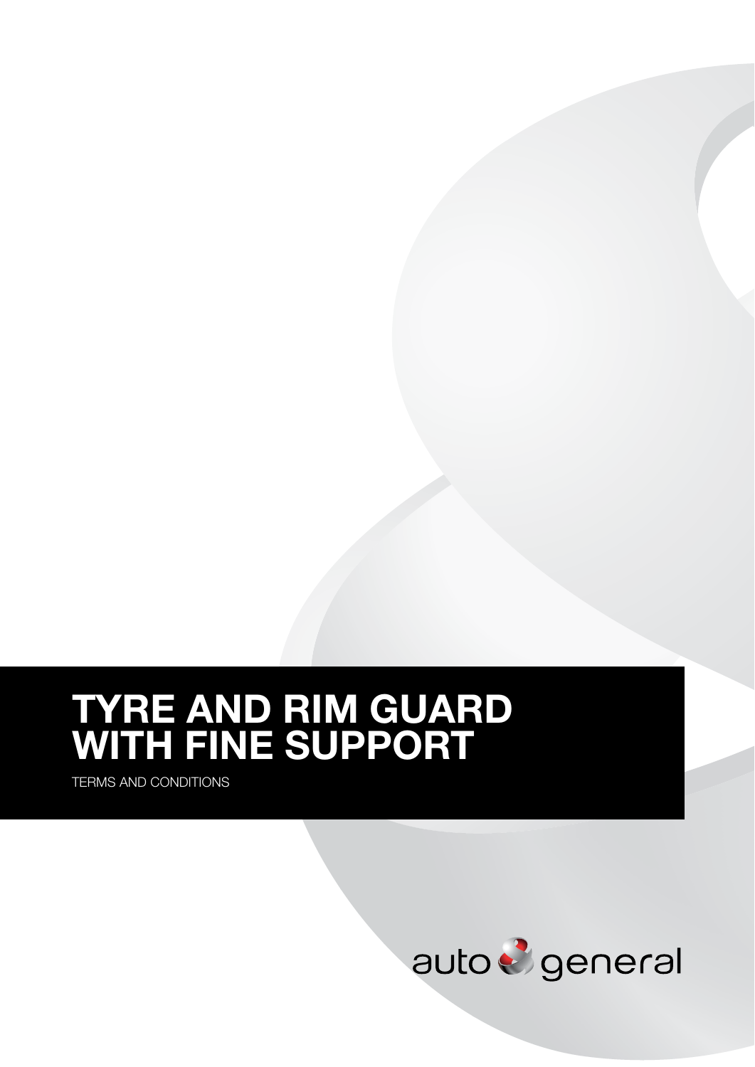# TYRE AND RIM GUARD WITH FINE SUPPORT

TERMS AND CONDITIONS

auto general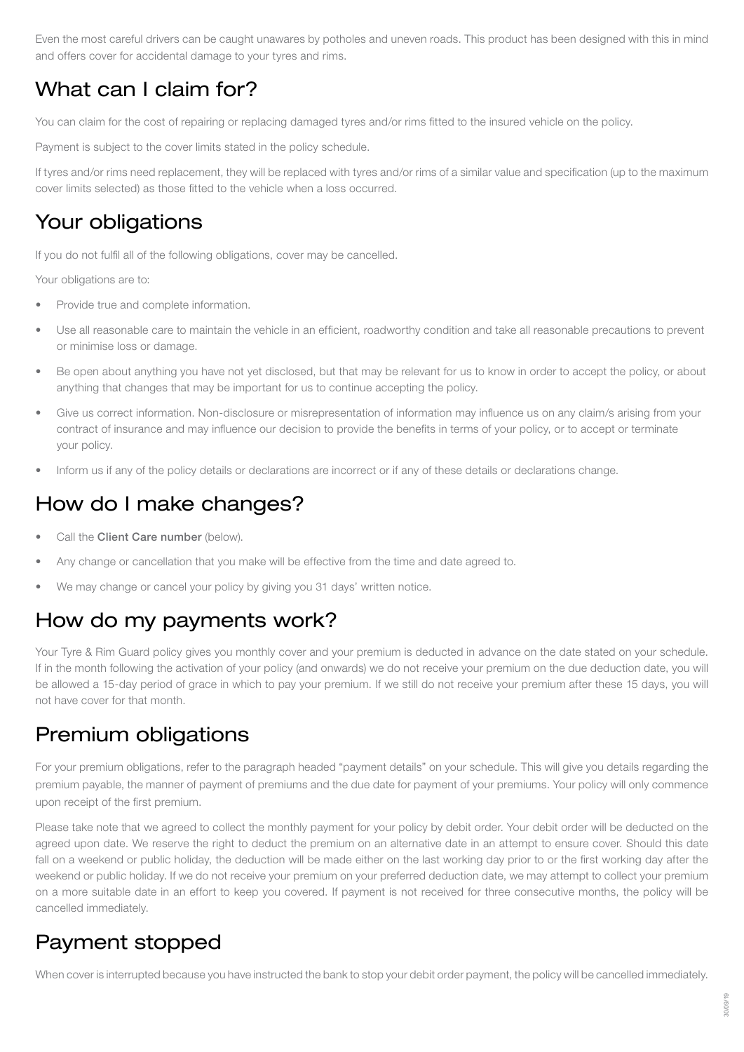Even the most careful drivers can be caught unawares by potholes and uneven roads. This product has been designed with this in mind and offers cover for accidental damage to your tyres and rims.

## What can I claim for?

You can claim for the cost of repairing or replacing damaged tyres and/or rims fitted to the insured vehicle on the policy.

Payment is subject to the cover limits stated in the policy schedule.

If tyres and/or rims need replacement, they will be replaced with tyres and/or rims of a similar value and specification (up to the maximum cover limits selected) as those fitted to the vehicle when a loss occurred.

## Your obligations

If you do not fulfil all of the following obligations, cover may be cancelled.

Your obligations are to:

- Provide true and complete information.
- Use all reasonable care to maintain the vehicle in an efficient, roadworthy condition and take all reasonable precautions to prevent or minimise loss or damage.
- Be open about anything you have not yet disclosed, but that may be relevant for us to know in order to accept the policy, or about anything that changes that may be important for us to continue accepting the policy.
- Give us correct information. Non-disclosure or misrepresentation of information may influence us on any claim/s arising from your contract of insurance and may influence our decision to provide the benefits in terms of your policy, or to accept or terminate your policy.
- Inform us if any of the policy details or declarations are incorrect or if any of these details or declarations change.

## How do I make changes?

- Call the **Client Care number** (below).
- Any change or cancellation that you make will be effective from the time and date agreed to.
- We may change or cancel your policy by giving you 31 days' written notice.

## How do my payments work?

Your Tyre & Rim Guard policy gives you monthly cover and your premium is deducted in advance on the date stated on your schedule. If in the month following the activation of your policy (and onwards) we do not receive your premium on the due deduction date, you will be allowed a 15-day period of grace in which to pay your premium. If we still do not receive your premium after these 15 days, you will not have cover for that month.

## Premium obligations

For your premium obligations, refer to the paragraph headed "payment details" on your schedule. This will give you details regarding the premium payable, the manner of payment of premiums and the due date for payment of your premiums. Your policy will only commence upon receipt of the first premium.

Please take note that we agreed to collect the monthly payment for your policy by debit order. Your debit order will be deducted on the agreed upon date. We reserve the right to deduct the premium on an alternative date in an attempt to ensure cover. Should this date fall on a weekend or public holiday, the deduction will be made either on the last working day prior to or the first working day after the weekend or public holiday. If we do not receive your premium on your preferred deduction date, we may attempt to collect your premium on a more suitable date in an effort to keep you covered. If payment is not received for three consecutive months, the policy will be cancelled immediately.

## Payment stopped

When cover is interrupted because you have instructed the bank to stop your debit order payment, the policy will be cancelled immediately.

30/09/19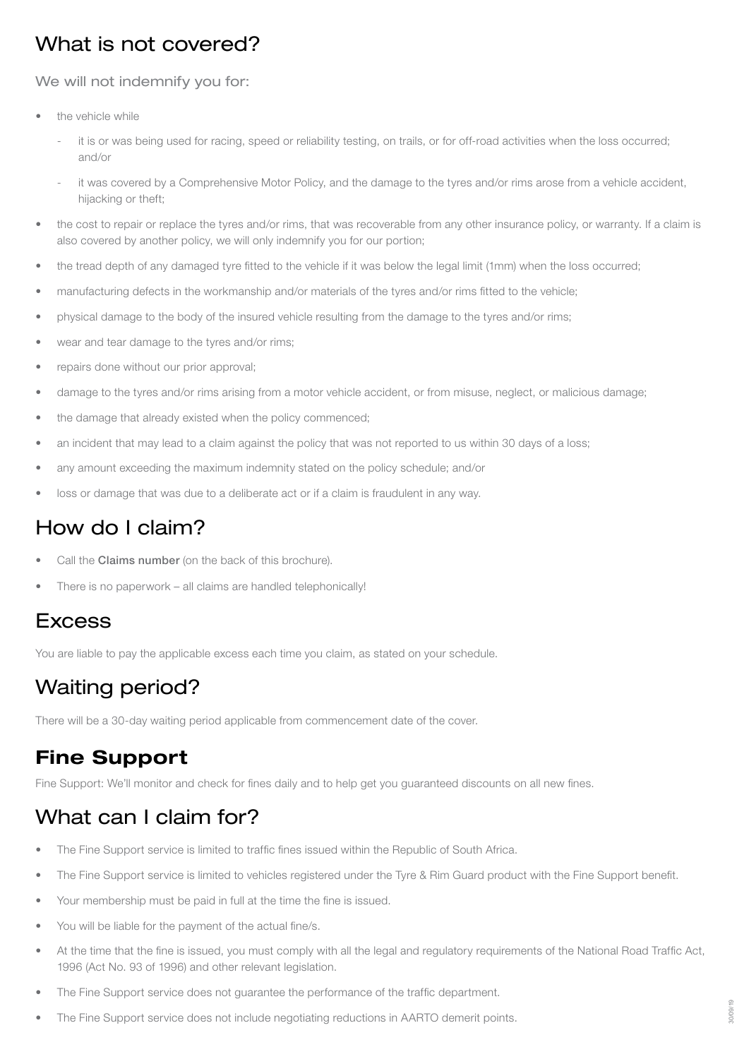## What is not covered?

We will not indemnify you for:

- the vehicle while
  - it is or was being used for racing, speed or reliability testing, on trails, or for off-road activities when the loss occurred; and/or
  - it was covered by a Comprehensive Motor Policy, and the damage to the tyres and/or rims arose from a vehicle accident, hijacking or theft;
- the cost to repair or replace the tyres and/or rims, that was recoverable from any other insurance policy, or warranty. If a claim is also covered by another policy, we will only indemnify you for our portion;
- the tread depth of any damaged tyre fitted to the vehicle if it was below the legal limit (1mm) when the loss occurred;
- manufacturing defects in the workmanship and/or materials of the tyres and/or rims fitted to the vehicle;
- physical damage to the body of the insured vehicle resulting from the damage to the tyres and/or rims;
- wear and tear damage to the tyres and/or rims;
- repairs done without our prior approval;
- damage to the tyres and/or rims arising from a motor vehicle accident, or from misuse, neglect, or malicious damage;
- the damage that already existed when the policy commenced;
- an incident that may lead to a claim against the policy that was not reported to us within 30 days of a loss;
- any amount exceeding the maximum indemnity stated on the policy schedule; and/or
- loss or damage that was due to a deliberate act or if a claim is fraudulent in any way.

## How do I claim?

- Call the **Claims number** (on the back of this brochure).
- There is no paperwork – all claims are handled telephonically!

## Excess

You are liable to pay the applicable excess each time you claim, as stated on your schedule.

## Waiting period?

There will be a 30-day waiting period applicable from commencement date of the cover.

## **Fine Support**

Fine Support: We'll monitor and check for fines daily and to help get you guaranteed discounts on all new fines.

## What can I claim for?

- The Fine Support service is limited to traffic fines issued within the Republic of South Africa.
- The Fine Support service is limited to vehicles registered under the Tyre & Rim Guard product with the Fine Support benefit.
- Your membership must be paid in full at the time the fine is issued.
- You will be liable for the payment of the actual fine/s.
- At the time that the fine is issued, you must comply with all the legal and regulatory requirements of the National Road Traffic Act, 1996 (Act No. 93 of 1996) and other relevant legislation.
- The Fine Support service does not guarantee the performance of the traffic department.
- The Fine Support service does not include negotiating reductions in AARTO demerit points.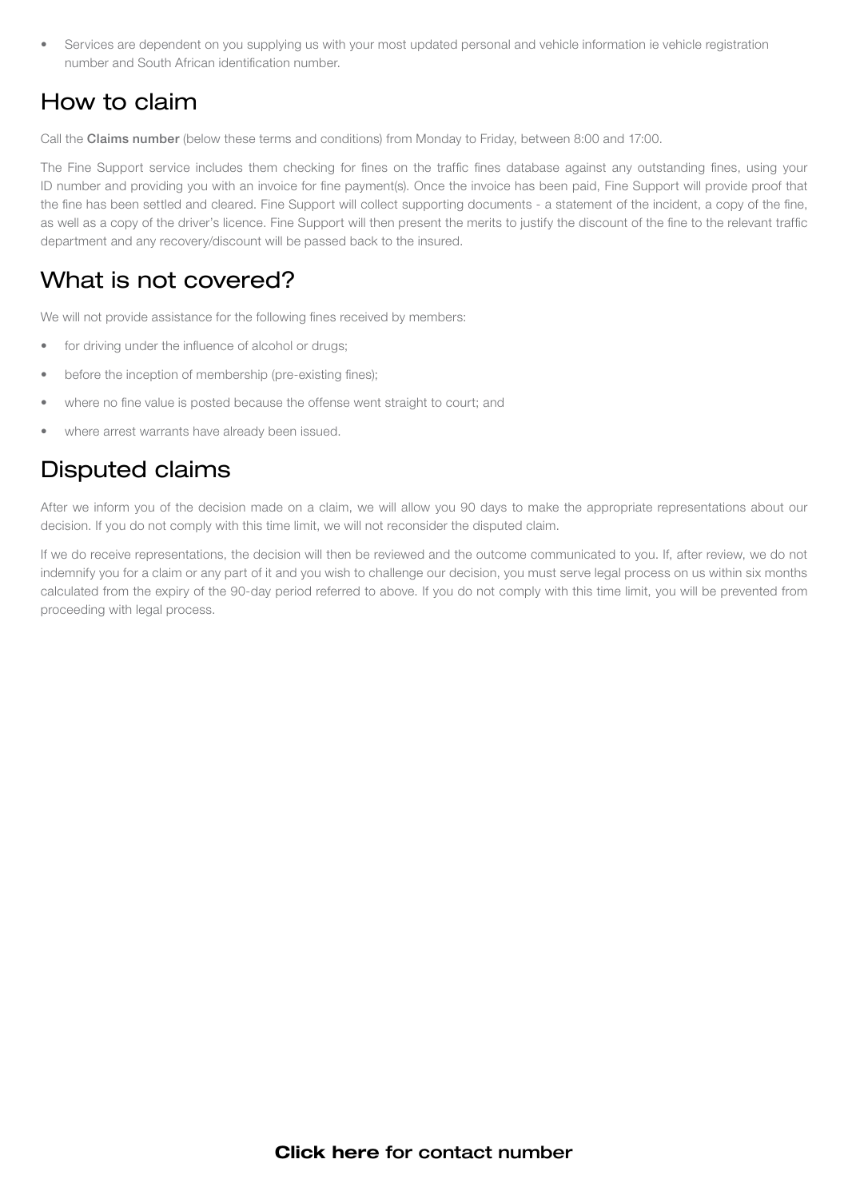- Services are dependent on you supplying us with your most updated personal and vehicle information ie vehicle registration number and South African identification number.

## How to claim

Call the **Claims number** (below these terms and conditions) from Monday to Friday, between 8:00 and 17:00.

The Fine Support service includes them checking for fines on the traffic fines database against any outstanding fines, using your ID number and providing you with an invoice for fine payment(s). Once the invoice has been paid, Fine Support will provide proof that the fine has been settled and cleared. Fine Support will collect supporting documents - a statement of the incident, a copy of the fine, as well as a copy of the driver's licence. Fine Support will then present the merits to justify the discount of the fine to the relevant traffic department and any recovery/discount will be passed back to the insured.

## What is not covered?

We will not provide assistance for the following fines received by members:

- for driving under the influence of alcohol or drugs;
- before the inception of membership (pre-existing fines);
- where no fine value is posted because the offense went straight to court; and
- where arrest warrants have already been issued.

## Disputed claims

After we inform you of the decision made on a claim, we will allow you 90 days to make the appropriate representations about our decision. If you do not comply with this time limit, we will not reconsider the disputed claim.

If we do receive representations, the decision will then be reviewed and the outcome communicated to you. If, after review, we do not indemnify you for a claim or any part of it and you wish to challenge our decision, you must serve legal process on us within six months calculated from the expiry of the 90-day period referred to above. If you do not comply with this time limit, you will be prevented from proceeding with legal process.

**Click here for contact number**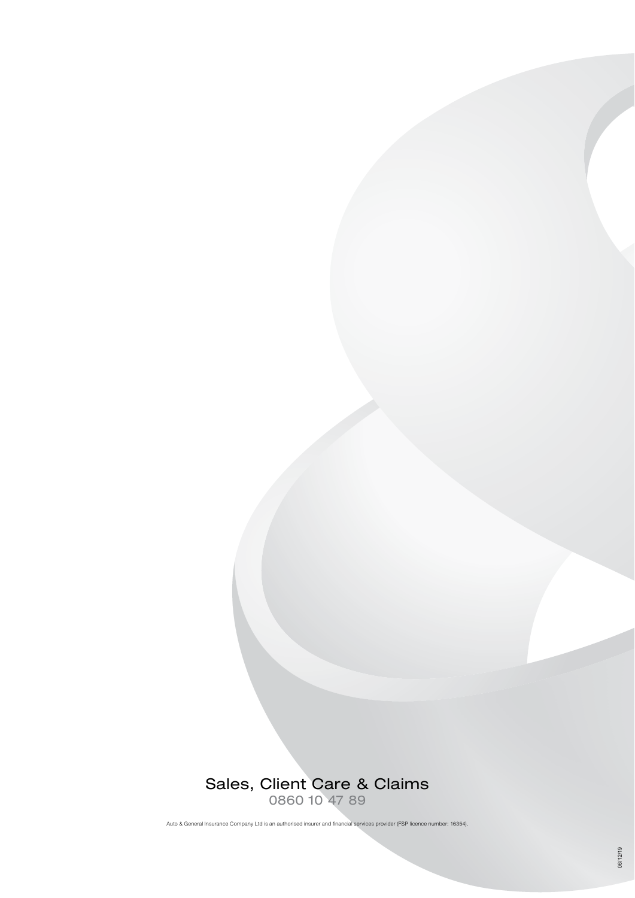Sales, Client Care & Claims

0860 10 47 89

Auto & General Insurance Company Ltd is an authorised insurer and financial services provider (FSP licence number: 16354).

06/12/19